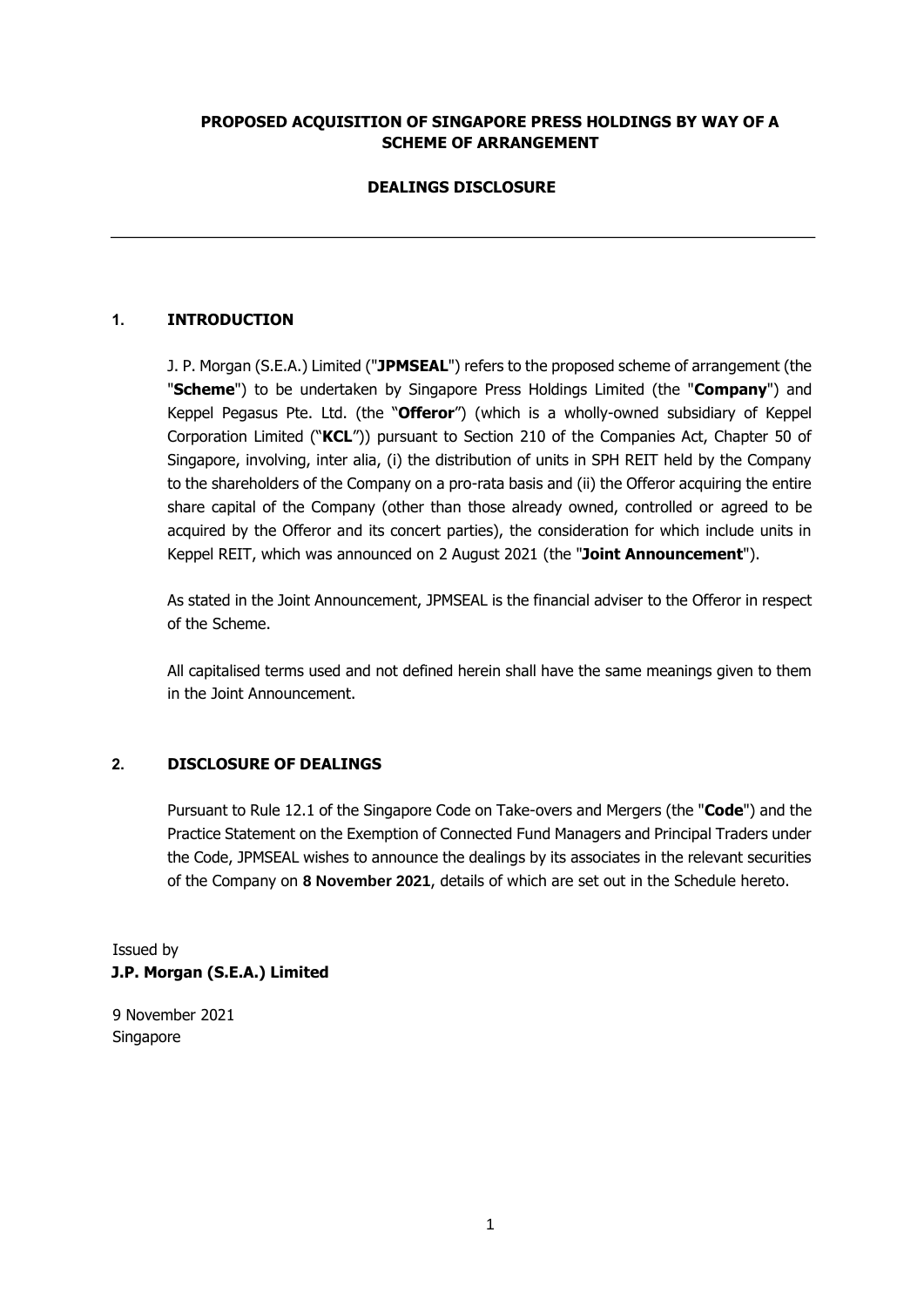**PROPOSED ACQUISITION OF SINGAPORE PRESS HOLDINGS BY WAY OF A SCHEME OF ARRANGEMENT**

**DEALINGS DISCLOSURE**

---

## 1. INTRODUCTION

J. P. Morgan (S.E.A.) Limited ("**JPMSEAL**") refers to the proposed scheme of arrangement (the "**Scheme**") to be undertaken by Singapore Press Holdings Limited (the "**Company**") and Keppel Pegasus Pte. Ltd. (the "**Offeror**") (which is a wholly-owned subsidiary of Keppel Corporation Limited ("**KCL**")) pursuant to Section 210 of the Companies Act, Chapter 50 of Singapore, involving, inter alia, (i) the distribution of units in SPH REIT held by the Company to the shareholders of the Company on a pro-rata basis and (ii) the Offeror acquiring the entire share capital of the Company (other than those already owned, controlled or agreed to be acquired by the Offeror and its concert parties), the consideration for which include units in Keppel REIT, which was announced on 2 August 2021 (the "**Joint Announcement**").

As stated in the Joint Announcement, JPMSEAL is the financial adviser to the Offeror in respect of the Scheme.

All capitalised terms used and not defined herein shall have the same meanings given to them in the Joint Announcement.

## 2. DISCLOSURE OF DEALINGS

Pursuant to Rule 12.1 of the Singapore Code on Take-overs and Mergers (the "**Code**") and the Practice Statement on the Exemption of Connected Fund Managers and Principal Traders under the Code, JPMSEAL wishes to announce the dealings by its associates in the relevant securities of the Company on **8 November 2021**, details of which are set out in the Schedule hereto.

Issued by
**J.P. Morgan (S.E.A.) Limited**

9 November 2021
Singapore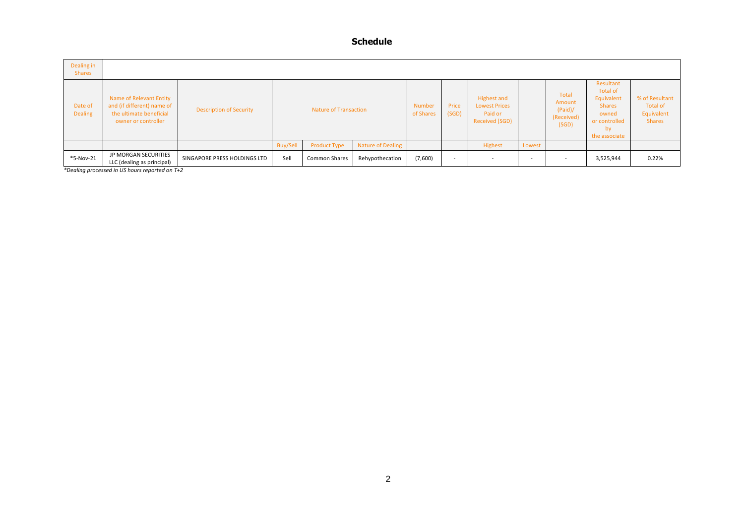## Schedule

| Dealing in Shares | | | | | | | | | | | | |
|---|---|---|---|---|---|---|---|---|---|---|---|---|
| Date of Dealing | Name of Relevant Entity and (if different) name of the ultimate beneficial owner or controller | Description of Security | Nature of Transaction | | | Number of Shares | Price (SGD) | Highest and Lowest Prices Paid or Received (SGD) | | Total Amount (Paid)/ (Received) (SGD) | Resultant Total of Equivalent Shares owned or controlled by the associate | % of Resultant Total of Equivalent Shares |
| | | | Buy/Sell | Product Type | Nature of Dealing | | | Highest | Lowest | | | |
| *5-Nov-21 | JP MORGAN SECURITIES LLC (dealing as principal) | SINGAPORE PRESS HOLDINGS LTD | Sell | Common Shares | Rehypothecation | (7,600) | - | - | - | - | 3,525,944 | 0.22% |

*Dealing processed in US hours reported on T+2*